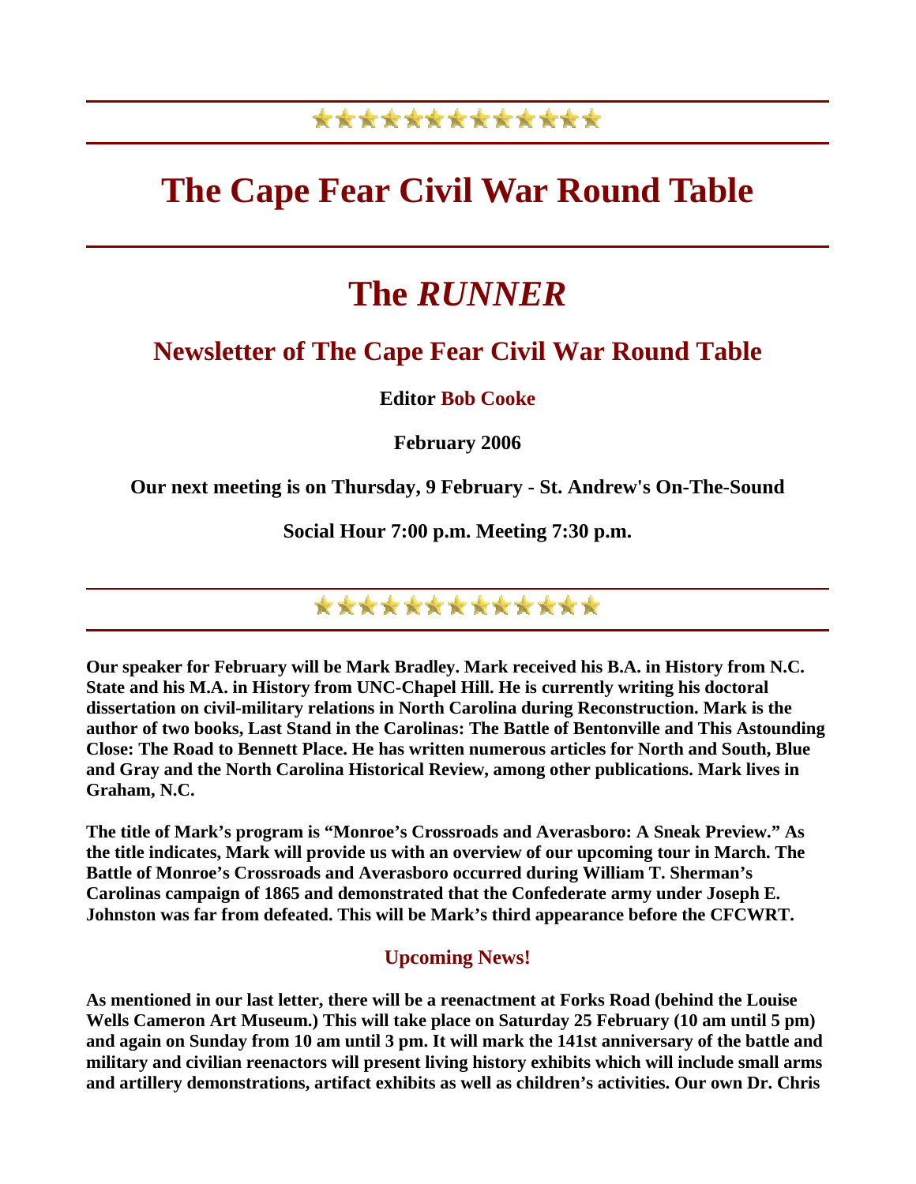# The Cape Fear Civil War Round Table

# The *RUNNER*

## Newsletter of The Cape Fear Civil War Round Table

**Editor Bob Cooke**

**February 2006**

**Our next meeting is on Thursday, 9 February - St. Andrew's On-The-Sound**

**Social Hour 7:00 p.m. Meeting 7:30 p.m.**

**Our speaker for February will be Mark Bradley. Mark received his B.A. in History from N.C. State and his M.A. in History from UNC-Chapel Hill. He is currently writing his doctoral dissertation on civil-military relations in North Carolina during Reconstruction. Mark is the author of two books, Last Stand in the Carolinas: The Battle of Bentonville and This Astounding Close: The Road to Bennett Place. He has written numerous articles for North and South, Blue and Gray and the North Carolina Historical Review, among other publications. Mark lives in Graham, N.C.**

**The title of Mark's program is "Monroe's Crossroads and Averasboro: A Sneak Preview." As the title indicates, Mark will provide us with an overview of our upcoming tour in March. The Battle of Monroe's Crossroads and Averasboro occurred during William T. Sherman's Carolinas campaign of 1865 and demonstrated that the Confederate army under Joseph E. Johnston was far from defeated. This will be Mark's third appearance before the CFCWRT.**

### Upcoming News!

**As mentioned in our last letter, there will be a reenactment at Forks Road (behind the Louise Wells Cameron Art Museum.) This will take place on Saturday 25 February (10 am until 5 pm) and again on Sunday from 10 am until 3 pm. It will mark the 141st anniversary of the battle and military and civilian reenactors will present living history exhibits which will include small arms and artillery demonstrations, artifact exhibits as well as children's activities. Our own Dr. Chris**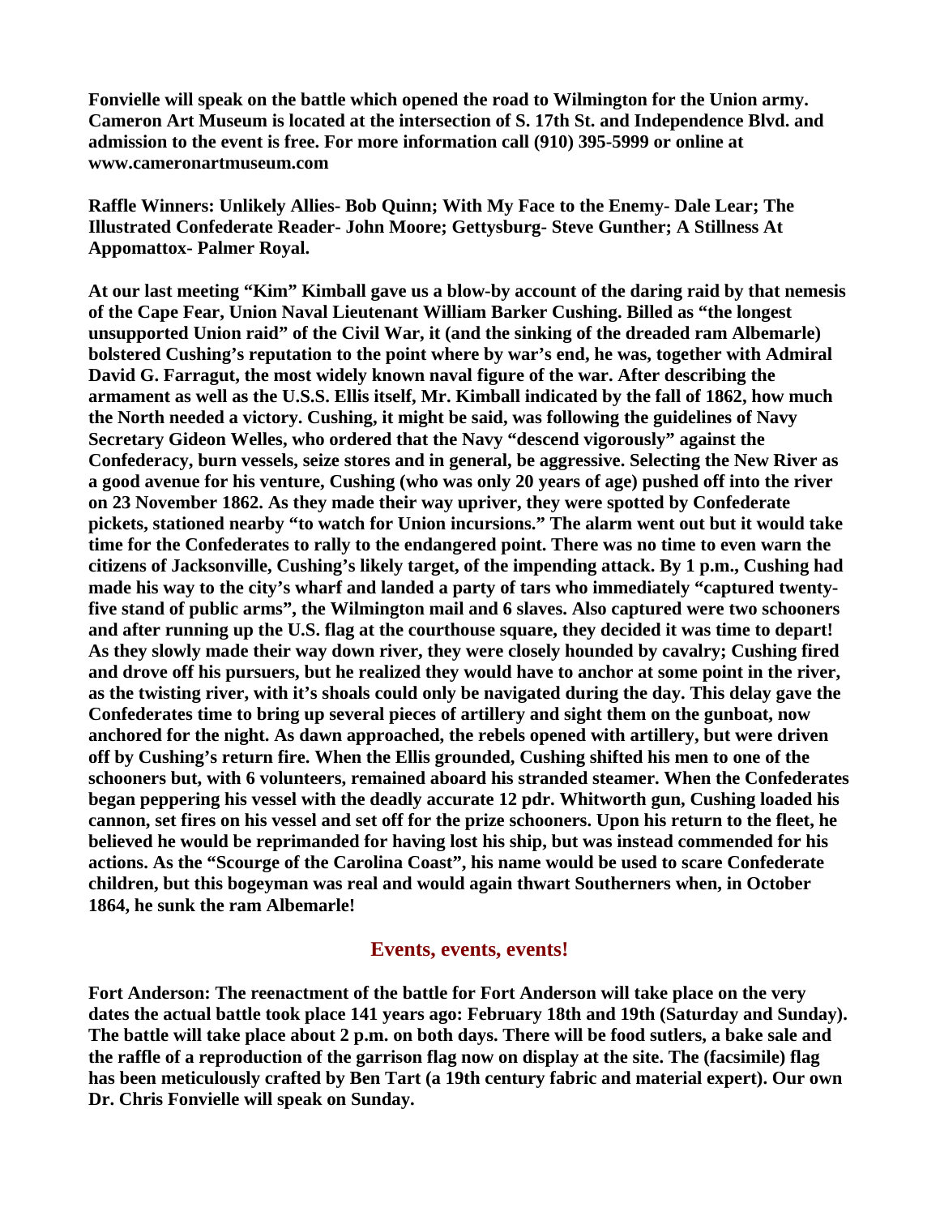**Fonvielle will speak on the battle which opened the road to Wilmington for the Union army. Cameron Art Museum is located at the intersection of S. 17th St. and Independence Blvd. and admission to the event is free. For more information call (910) 395-5999 or online at www.cameronartmuseum.com**

**Raffle Winners: Unlikely Allies- Bob Quinn; With My Face to the Enemy- Dale Lear; The Illustrated Confederate Reader- John Moore; Gettysburg- Steve Gunther; A Stillness At Appomattox- Palmer Royal.**

**At our last meeting "Kim" Kimball gave us a blow-by account of the daring raid by that nemesis of the Cape Fear, Union Naval Lieutenant William Barker Cushing. Billed as "the longest unsupported Union raid" of the Civil War, it (and the sinking of the dreaded ram Albemarle) bolstered Cushing's reputation to the point where by war's end, he was, together with Admiral David G. Farragut, the most widely known naval figure of the war. After describing the armament as well as the U.S.S. Ellis itself, Mr. Kimball indicated by the fall of 1862, how much the North needed a victory. Cushing, it might be said, was following the guidelines of Navy Secretary Gideon Welles, who ordered that the Navy "descend vigorously" against the Confederacy, burn vessels, seize stores and in general, be aggressive. Selecting the New River as a good avenue for his venture, Cushing (who was only 20 years of age) pushed off into the river on 23 November 1862. As they made their way upriver, they were spotted by Confederate pickets, stationed nearby "to watch for Union incursions." The alarm went out but it would take time for the Confederates to rally to the endangered point. There was no time to even warn the citizens of Jacksonville, Cushing's likely target, of the impending attack. By 1 p.m., Cushing had made his way to the city's wharf and landed a party of tars who immediately "captured twenty-five stand of public arms", the Wilmington mail and 6 slaves. Also captured were two schooners and after running up the U.S. flag at the courthouse square, they decided it was time to depart! As they slowly made their way down river, they were closely hounded by cavalry; Cushing fired and drove off his pursuers, but he realized they would have to anchor at some point in the river, as the twisting river, with it's shoals could only be navigated during the day. This delay gave the Confederates time to bring up several pieces of artillery and sight them on the gunboat, now anchored for the night. As dawn approached, the rebels opened with artillery, but were driven off by Cushing's return fire. When the Ellis grounded, Cushing shifted his men to one of the schooners but, with 6 volunteers, remained aboard his stranded steamer. When the Confederates began peppering his vessel with the deadly accurate 12 pdr. Whitworth gun, Cushing loaded his cannon, set fires on his vessel and set off for the prize schooners. Upon his return to the fleet, he believed he would be reprimanded for having lost his ship, but was instead commended for his actions. As the "Scourge of the Carolina Coast", his name would be used to scare Confederate children, but this bogeyman was real and would again thwart Southerners when, in October 1864, he sunk the ram Albemarle!**

## Events, events, events!

**Fort Anderson: The reenactment of the battle for Fort Anderson will take place on the very dates the actual battle took place 141 years ago: February 18th and 19th (Saturday and Sunday). The battle will take place about 2 p.m. on both days. There will be food sutlers, a bake sale and the raffle of a reproduction of the garrison flag now on display at the site. The (facsimile) flag has been meticulously crafted by Ben Tart (a 19th century fabric and material expert). Our own Dr. Chris Fonvielle will speak on Sunday.**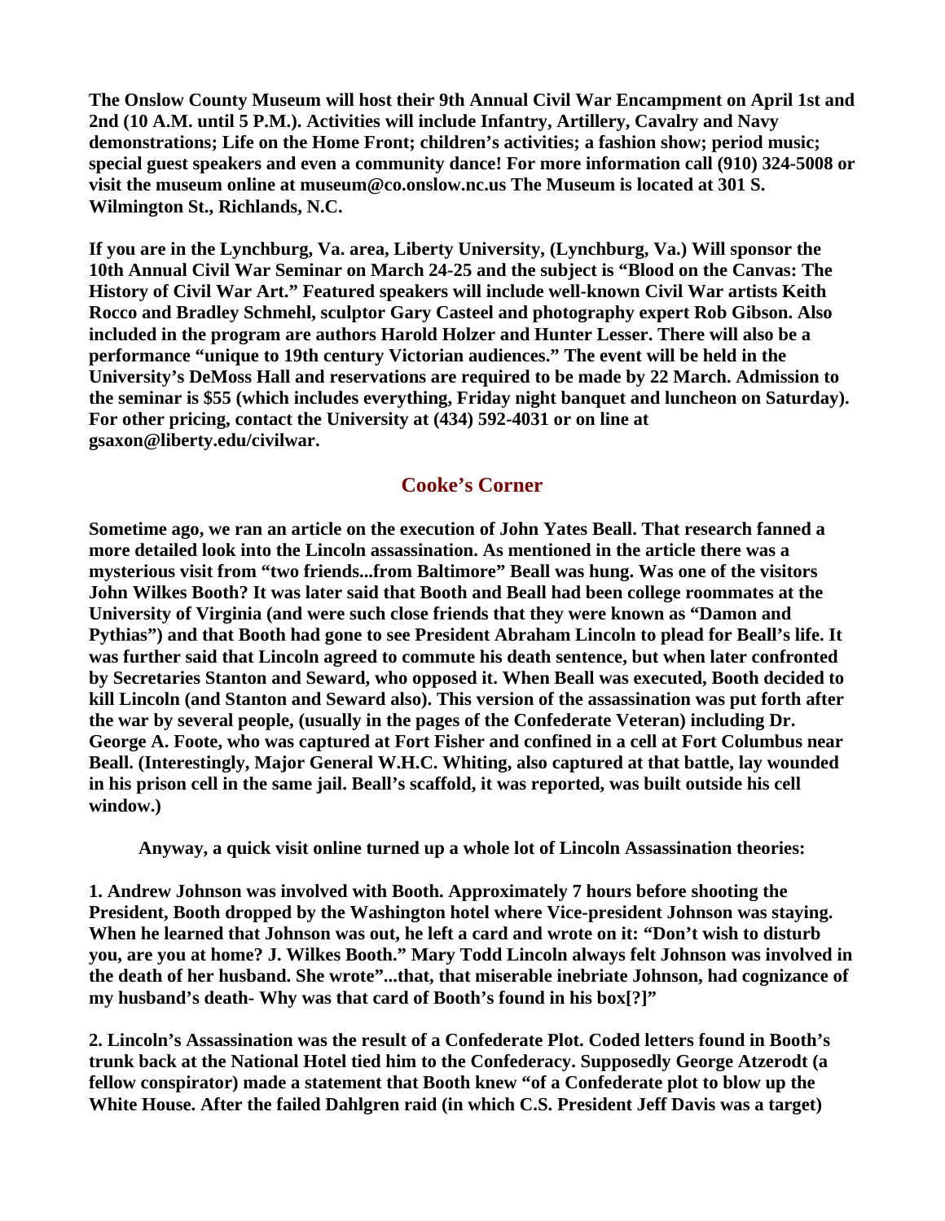**The Onslow County Museum will host their 9th Annual Civil War Encampment on April 1st and 2nd (10 A.M. until 5 P.M.). Activities will include Infantry, Artillery, Cavalry and Navy demonstrations; Life on the Home Front; children's activities; a fashion show; period music; special guest speakers and even a community dance! For more information call (910) 324-5008 or visit the museum online at museum@co.onslow.nc.us The Museum is located at 301 S. Wilmington St., Richlands, N.C.**

**If you are in the Lynchburg, Va. area, Liberty University, (Lynchburg, Va.) Will sponsor the 10th Annual Civil War Seminar on March 24-25 and the subject is "Blood on the Canvas: The History of Civil War Art." Featured speakers will include well-known Civil War artists Keith Rocco and Bradley Schmehl, sculptor Gary Casteel and photography expert Rob Gibson. Also included in the program are authors Harold Holzer and Hunter Lesser. There will also be a performance "unique to 19th century Victorian audiences." The event will be held in the University's DeMoss Hall and reservations are required to be made by 22 March. Admission to the seminar is $55 (which includes everything, Friday night banquet and luncheon on Saturday). For other pricing, contact the University at (434) 592-4031 or on line at gsaxon@liberty.edu/civilwar.**

## Cooke's Corner

**Sometime ago, we ran an article on the execution of John Yates Beall. That research fanned a more detailed look into the Lincoln assassination. As mentioned in the article there was a mysterious visit from "two friends...from Baltimore" Beall was hung. Was one of the visitors John Wilkes Booth? It was later said that Booth and Beall had been college roommates at the University of Virginia (and were such close friends that they were known as "Damon and Pythias") and that Booth had gone to see President Abraham Lincoln to plead for Beall's life. It was further said that Lincoln agreed to commute his death sentence, but when later confronted by Secretaries Stanton and Seward, who opposed it. When Beall was executed, Booth decided to kill Lincoln (and Stanton and Seward also). This version of the assassination was put forth after the war by several people, (usually in the pages of the Confederate Veteran) including Dr. George A. Foote, who was captured at Fort Fisher and confined in a cell at Fort Columbus near Beall. (Interestingly, Major General W.H.C. Whiting, also captured at that battle, lay wounded in his prison cell in the same jail. Beall's scaffold, it was reported, was built outside his cell window.)**

**Anyway, a quick visit online turned up a whole lot of Lincoln Assassination theories:**

**1. Andrew Johnson was involved with Booth. Approximately 7 hours before shooting the President, Booth dropped by the Washington hotel where Vice-president Johnson was staying. When he learned that Johnson was out, he left a card and wrote on it: "Don't wish to disturb you, are you at home? J. Wilkes Booth." Mary Todd Lincoln always felt Johnson was involved in the death of her husband. She wrote"...that, that miserable inebriate Johnson, had cognizance of my husband's death- Why was that card of Booth's found in his box[?]"**

**2. Lincoln's Assassination was the result of a Confederate Plot. Coded letters found in Booth's trunk back at the National Hotel tied him to the Confederacy. Supposedly George Atzerodt (a fellow conspirator) made a statement that Booth knew "of a Confederate plot to blow up the White House. After the failed Dahlgren raid (in which C.S. President Jeff Davis was a target)**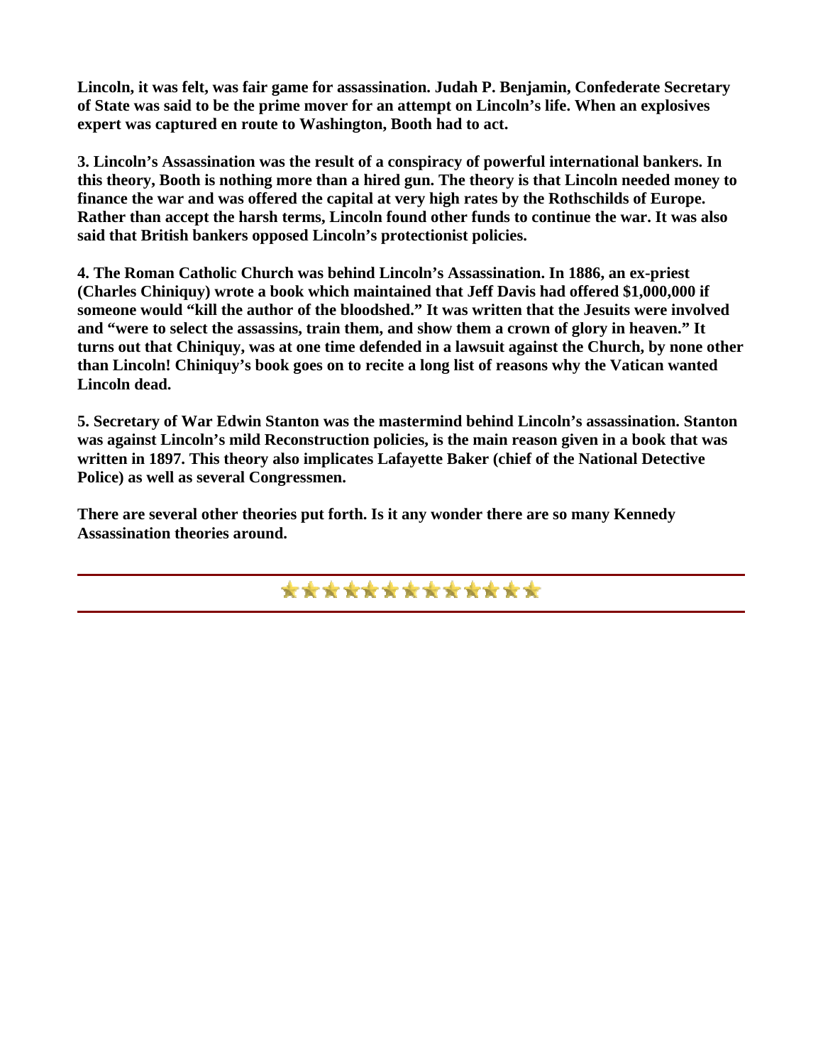**Lincoln, it was felt, was fair game for assassination. Judah P. Benjamin, Confederate Secretary of State was said to be the prime mover for an attempt on Lincoln's life. When an explosives expert was captured en route to Washington, Booth had to act.**

**3. Lincoln's Assassination was the result of a conspiracy of powerful international bankers. In this theory, Booth is nothing more than a hired gun. The theory is that Lincoln needed money to finance the war and was offered the capital at very high rates by the Rothschilds of Europe. Rather than accept the harsh terms, Lincoln found other funds to continue the war. It was also said that British bankers opposed Lincoln's protectionist policies.**

**4. The Roman Catholic Church was behind Lincoln's Assassination. In 1886, an ex-priest (Charles Chiniquy) wrote a book which maintained that Jeff Davis had offered $1,000,000 if someone would "kill the author of the bloodshed." It was written that the Jesuits were involved and "were to select the assassins, train them, and show them a crown of glory in heaven." It turns out that Chiniquy, was at one time defended in a lawsuit against the Church, by none other than Lincoln! Chiniquy's book goes on to recite a long list of reasons why the Vatican wanted Lincoln dead.**

**5. Secretary of War Edwin Stanton was the mastermind behind Lincoln's assassination. Stanton was against Lincoln's mild Reconstruction policies, is the main reason given in a book that was written in 1897. This theory also implicates Lafayette Baker (chief of the National Detective Police) as well as several Congressmen.**

**There are several other theories put forth. Is it any wonder there are so many Kennedy Assassination theories around.**

---

★★★★★★★★★★★★★

---